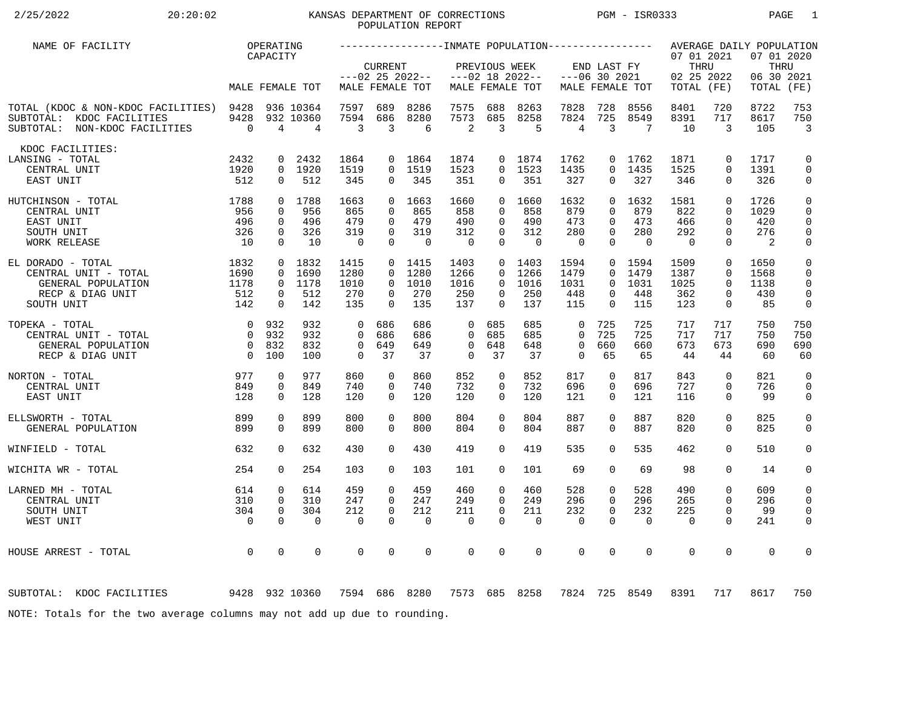# KANSAS DEPARTMENT OF CORRECTIONS
## POPULATION REPORT

2/25/2022 20:20:02 PGM - ISR0333

| NAME OF FACILITY | OPERATING CAPACITY | | | INMATE POPULATION | | | | | | | | | AVERAGE DAILY POPULATION | | | |
|---|---|---|---|---|---|---|---|---|---|---|---|---|---|---|---|---|
| | | | | CURRENT ---02 25 2022-- | | | PREVIOUS WEEK ---02 18 2022-- | | | END LAST FY ---06 30 2021 | | | 07 01 2021 THRU 02 25 2022 | | 07 01 2020 THRU 06 30 2021 | |
| | MALE | FEMALE | TOT | MALE | FEMALE | TOT | MALE | FEMALE | TOT | MALE | FEMALE | TOT | TOTAL | (FE) | TOTAL | (FE) |
| TOTAL (KDOC & NON-KDOC FACILITIES) | 9428 | 936 | 10364 | 7597 | 689 | 8286 | 7575 | 688 | 8263 | 7828 | 728 | 8556 | 8401 | 720 | 8722 | 753 |
| SUBTOTAL: KDOC FACILITIES | 9428 | 932 | 10360 | 7594 | 686 | 8280 | 7573 | 685 | 8258 | 7824 | 725 | 8549 | 8391 | 717 | 8617 | 750 |
| SUBTOTAL: NON-KDOC FACILITIES | 0 | 4 | 4 | 3 | 3 | 6 | 2 | 3 | 5 | 4 | 3 | 7 | 10 | 3 | 105 | 3 |
| KDOC FACILITIES: | | | | | | | | | | | | | | | | |
| LANSING - TOTAL | 2432 | 0 | 2432 | 1864 | 0 | 1864 | 1874 | 0 | 1874 | 1762 | 0 | 1762 | 1871 | 0 | 1717 | 0 |
| CENTRAL UNIT | 1920 | 0 | 1920 | 1519 | 0 | 1519 | 1523 | 0 | 1523 | 1435 | 0 | 1435 | 1525 | 0 | 1391 | 0 |
| EAST UNIT | 512 | 0 | 512 | 345 | 0 | 345 | 351 | 0 | 351 | 327 | 0 | 327 | 346 | 0 | 326 | 0 |
| HUTCHINSON - TOTAL | 1788 | 0 | 1788 | 1663 | 0 | 1663 | 1660 | 0 | 1660 | 1632 | 0 | 1632 | 1581 | 0 | 1726 | 0 |
| CENTRAL UNIT | 956 | 0 | 956 | 865 | 0 | 865 | 858 | 0 | 858 | 879 | 0 | 879 | 822 | 0 | 1029 | 0 |
| EAST UNIT | 496 | 0 | 496 | 479 | 0 | 479 | 490 | 0 | 490 | 473 | 0 | 473 | 466 | 0 | 420 | 0 |
| SOUTH UNIT | 326 | 0 | 326 | 319 | 0 | 319 | 312 | 0 | 312 | 280 | 0 | 280 | 292 | 0 | 276 | 0 |
| WORK RELEASE | 10 | 0 | 10 | 0 | 0 | 0 | 0 | 0 | 0 | 0 | 0 | 0 | 0 | 0 | 2 | 0 |
| EL DORADO - TOTAL | 1832 | 0 | 1832 | 1415 | 0 | 1415 | 1403 | 0 | 1403 | 1594 | 0 | 1594 | 1509 | 0 | 1650 | 0 |
| CENTRAL UNIT - TOTAL | 1690 | 0 | 1690 | 1280 | 0 | 1280 | 1266 | 0 | 1266 | 1479 | 0 | 1479 | 1387 | 0 | 1568 | 0 |
| GENERAL POPULATION | 1178 | 0 | 1178 | 1010 | 0 | 1010 | 1016 | 0 | 1016 | 1031 | 0 | 1031 | 1025 | 0 | 1138 | 0 |
| RECP & DIAG UNIT | 512 | 0 | 512 | 270 | 0 | 270 | 250 | 0 | 250 | 448 | 0 | 448 | 362 | 0 | 430 | 0 |
| SOUTH UNIT | 142 | 0 | 142 | 135 | 0 | 135 | 137 | 0 | 137 | 115 | 0 | 115 | 123 | 0 | 85 | 0 |
| TOPEKA - TOTAL | 0 | 932 | 932 | 0 | 686 | 686 | 0 | 685 | 685 | 0 | 725 | 725 | 717 | 717 | 750 | 750 |
| CENTRAL UNIT - TOTAL | 0 | 932 | 932 | 0 | 686 | 686 | 0 | 685 | 685 | 0 | 725 | 725 | 717 | 717 | 750 | 750 |
| GENERAL POPULATION | 0 | 832 | 832 | 0 | 649 | 649 | 0 | 648 | 648 | 0 | 660 | 660 | 673 | 673 | 690 | 690 |
| RECP & DIAG UNIT | 0 | 100 | 100 | 0 | 37 | 37 | 0 | 37 | 37 | 0 | 65 | 65 | 44 | 44 | 60 | 60 |
| NORTON - TOTAL | 977 | 0 | 977 | 860 | 0 | 860 | 852 | 0 | 852 | 817 | 0 | 817 | 843 | 0 | 821 | 0 |
| CENTRAL UNIT | 849 | 0 | 849 | 740 | 0 | 740 | 732 | 0 | 732 | 696 | 0 | 696 | 727 | 0 | 726 | 0 |
| EAST UNIT | 128 | 0 | 128 | 120 | 0 | 120 | 120 | 0 | 120 | 121 | 0 | 121 | 116 | 0 | 99 | 0 |
| ELLSWORTH - TOTAL | 899 | 0 | 899 | 800 | 0 | 800 | 804 | 0 | 804 | 887 | 0 | 887 | 820 | 0 | 825 | 0 |
| GENERAL POPULATION | 899 | 0 | 899 | 800 | 0 | 800 | 804 | 0 | 804 | 887 | 0 | 887 | 820 | 0 | 825 | 0 |
| WINFIELD - TOTAL | 632 | 0 | 632 | 430 | 0 | 430 | 419 | 0 | 419 | 535 | 0 | 535 | 462 | 0 | 510 | 0 |
| WICHITA WR - TOTAL | 254 | 0 | 254 | 103 | 0 | 103 | 101 | 0 | 101 | 69 | 0 | 69 | 98 | 0 | 14 | 0 |
| LARNED MH - TOTAL | 614 | 0 | 614 | 459 | 0 | 459 | 460 | 0 | 460 | 528 | 0 | 528 | 490 | 0 | 609 | 0 |
| CENTRAL UNIT | 310 | 0 | 310 | 247 | 0 | 247 | 249 | 0 | 249 | 296 | 0 | 296 | 265 | 0 | 296 | 0 |
| SOUTH UNIT | 304 | 0 | 304 | 212 | 0 | 212 | 211 | 0 | 211 | 232 | 0 | 232 | 225 | 0 | 99 | 0 |
| WEST UNIT | 0 | 0 | 0 | 0 | 0 | 0 | 0 | 0 | 0 | 0 | 0 | 0 | 0 | 0 | 241 | 0 |
| HOUSE ARREST - TOTAL | 0 | 0 | 0 | 0 | 0 | 0 | 0 | 0 | 0 | 0 | 0 | 0 | 0 | 0 | 0 | 0 |
| SUBTOTAL: KDOC FACILITIES | 9428 | 932 | 10360 | 7594 | 686 | 8280 | 7573 | 685 | 8258 | 7824 | 725 | 8549 | 8391 | 717 | 8617 | 750 |

NOTE: Totals for the two average columns may not add up due to rounding.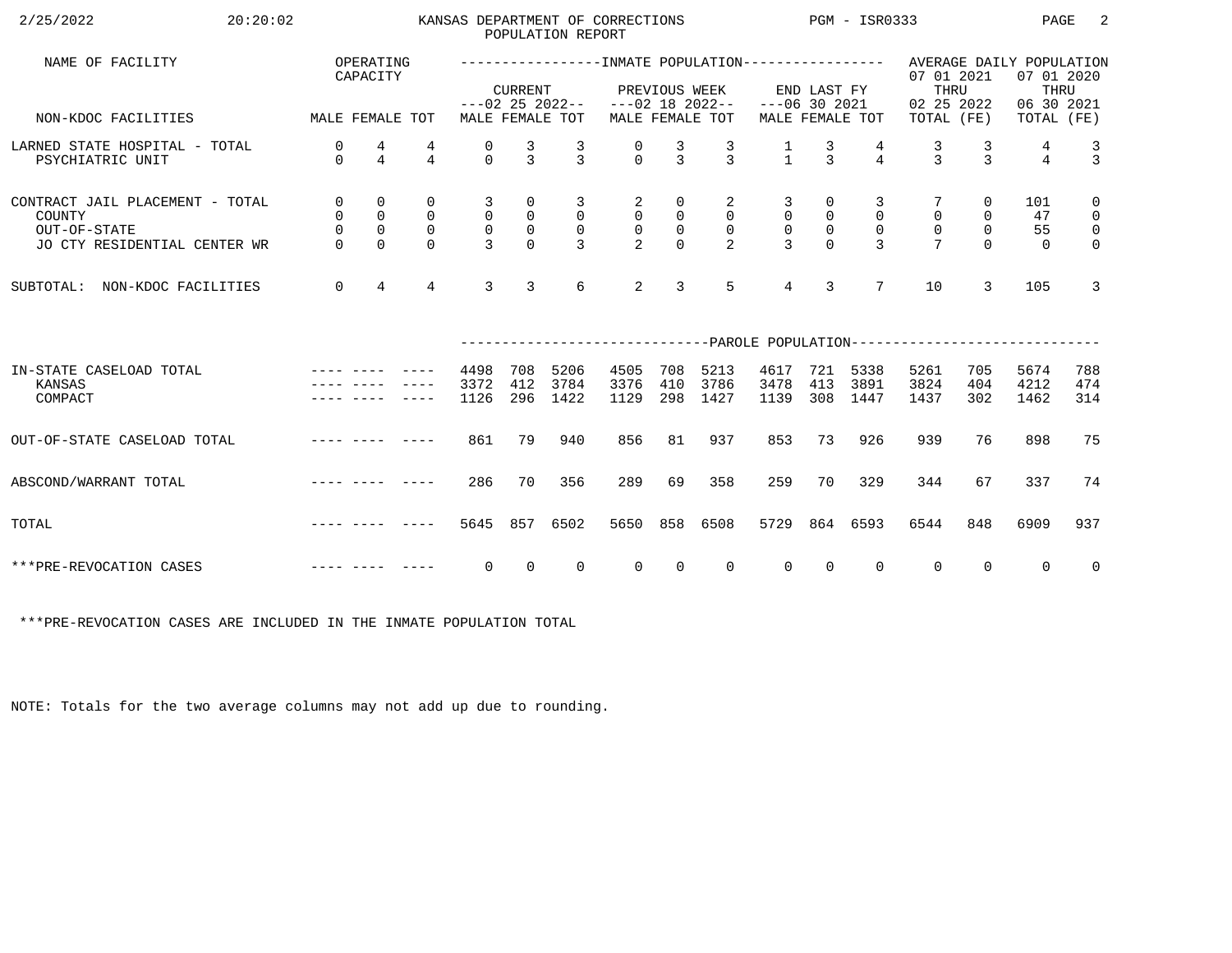KANSAS DEPARTMENT OF CORRECTIONS
POPULATION REPORT

| NAME OF FACILITY | OPERATING CAPACITY | | | INMATE POPULATION | | | | | | | | | AVERAGE DAILY POPULATION | | | |
|---|---|---|---|---|---|---|---|---|---|---|---|---|---|---|---|---|
| | | | | CURRENT ---02 25 2022-- | | | PREVIOUS WEEK ---02 18 2022-- | | | END LAST FY ---06 30 2021 | | | 07 01 2021 THRU 02 25 2022 | | 07 01 2020 THRU 06 30 2021 | |
| NON-KDOC FACILITIES | MALE | FEMALE | TOT | MALE | FEMALE | TOT | MALE | FEMALE | TOT | MALE | FEMALE | TOT | TOTAL | (FE) | TOTAL | (FE) |
| LARNED STATE HOSPITAL - TOTAL | 0 | 4 | 4 | 0 | 3 | 3 | 0 | 3 | 3 | 1 | 3 | 4 | 3 | 3 | 4 | 3 |
| PSYCHIATRIC UNIT | 0 | 4 | 4 | 0 | 3 | 3 | 0 | 3 | 3 | 1 | 3 | 4 | 3 | 3 | 4 | 3 |
| CONTRACT JAIL PLACEMENT - TOTAL | 0 | 0 | 0 | 3 | 0 | 3 | 2 | 0 | 2 | 3 | 0 | 3 | 7 | 0 | 101 | 0 |
| COUNTY | 0 | 0 | 0 | 0 | 0 | 0 | 0 | 0 | 0 | 0 | 0 | 0 | 0 | 0 | 47 | 0 |
| OUT-OF-STATE | 0 | 0 | 0 | 0 | 0 | 0 | 0 | 0 | 0 | 0 | 0 | 0 | 0 | 0 | 55 | 0 |
| JO CTY RESIDENTIAL CENTER WR | 0 | 0 | 0 | 3 | 0 | 3 | 2 | 0 | 2 | 3 | 0 | 3 | 7 | 0 | 0 | 0 |
| SUBTOTAL: NON-KDOC FACILITIES | 0 | 4 | 4 | 3 | 3 | 6 | 2 | 3 | 5 | 4 | 3 | 7 | 10 | 3 | 105 | 3 |

| | OPERATING CAPACITY | | | PAROLE POPULATION | | | | | | | | | | | | |
|---|---|---|---|---|---|---|---|---|---|---|---|---|---|---|---|---|
| | MALE | FEMALE | TOT | MALE | FEMALE | TOT | MALE | FEMALE | TOT | MALE | FEMALE | TOT | TOTAL | (FE) | TOTAL | (FE) |
| IN-STATE CASELOAD TOTAL | ---- | ---- | ---- | 4498 | 708 | 5206 | 4505 | 708 | 5213 | 4617 | 721 | 5338 | 5261 | 705 | 5674 | 788 |
| KANSAS | ---- | ---- | ---- | 3372 | 412 | 3784 | 3376 | 410 | 3786 | 3478 | 413 | 3891 | 3824 | 404 | 4212 | 474 |
| COMPACT | ---- | ---- | ---- | 1126 | 296 | 1422 | 1129 | 298 | 1427 | 1139 | 308 | 1447 | 1437 | 302 | 1462 | 314 |
| OUT-OF-STATE CASELOAD TOTAL | ---- | ---- | ---- | 861 | 79 | 940 | 856 | 81 | 937 | 853 | 73 | 926 | 939 | 76 | 898 | 75 |
| ABSCOND/WARRANT TOTAL | ---- | ---- | ---- | 286 | 70 | 356 | 289 | 69 | 358 | 259 | 70 | 329 | 344 | 67 | 337 | 74 |
| TOTAL | ---- | ---- | ---- | 5645 | 857 | 6502 | 5650 | 858 | 6508 | 5729 | 864 | 6593 | 6544 | 848 | 6909 | 937 |
| ***PRE-REVOCATION CASES | ---- | ---- | ---- | 0 | 0 | 0 | 0 | 0 | 0 | 0 | 0 | 0 | 0 | 0 | 0 | 0 |

***PRE-REVOCATION CASES ARE INCLUDED IN THE INMATE POPULATION TOTAL

NOTE: Totals for the two average columns may not add up due to rounding.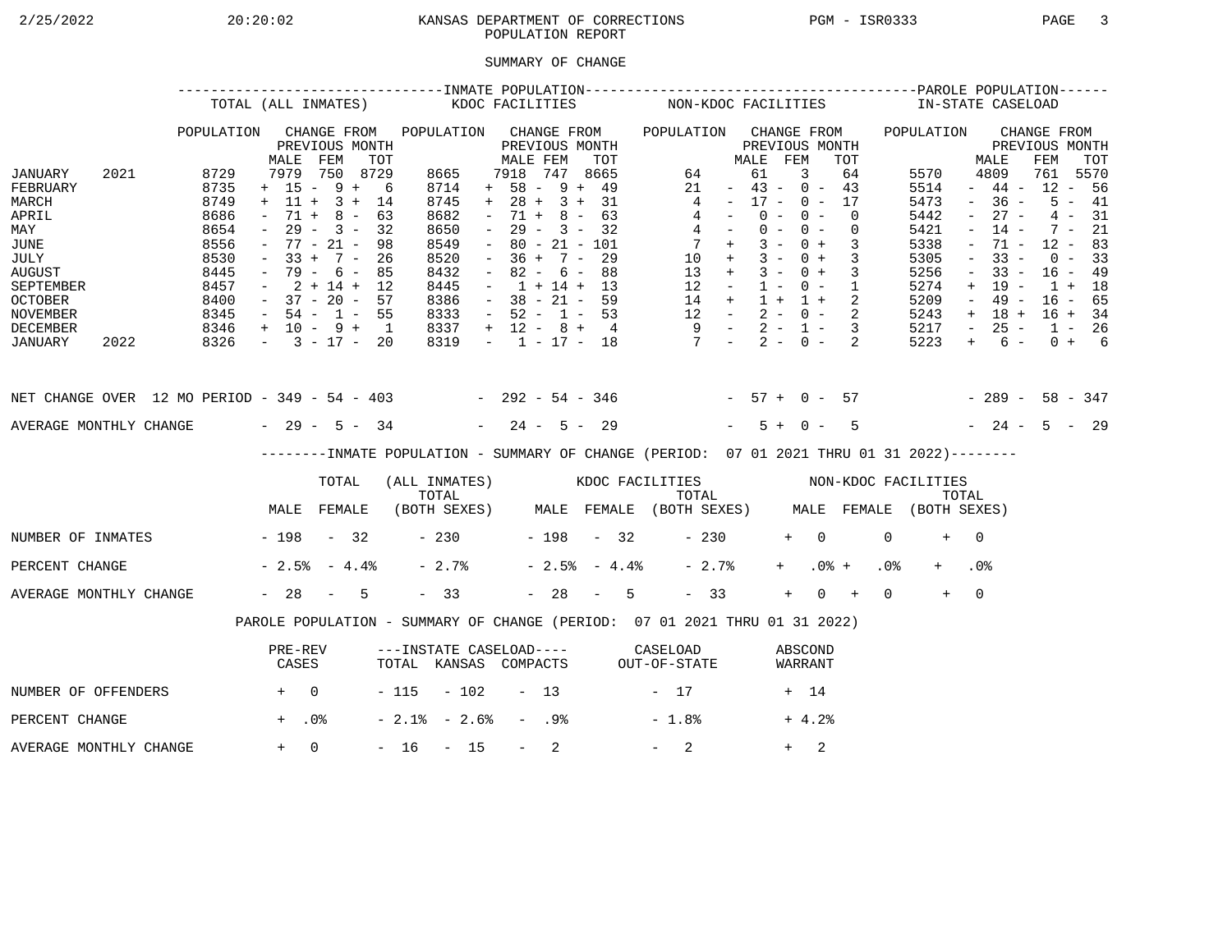KANSAS DEPARTMENT OF CORRECTIONS
POPULATION REPORT

2/25/2022 20:20:02 PGM - ISR0333

## SUMMARY OF CHANGE

| | | INMATE POPULATION | | | | | | | | | | | | PAROLE POPULATION | | | |
|---|---|---|---|---|---|---|---|---|---|---|---|---|---|---|---|---|---|
| | | TOTAL (ALL INMATES) | | | | KDOC FACILITIES | | | | NON-KDOC FACILITIES | | | | IN-STATE CASELOAD | | | |
| | | POPULATION | CHANGE FROM PREVIOUS MONTH | | | POPULATION | CHANGE FROM PREVIOUS MONTH | | | POPULATION | CHANGE FROM PREVIOUS MONTH | | | POPULATION | CHANGE FROM PREVIOUS MONTH | | |
| | | | MALE | FEM | TOT | | MALE | FEM | TOT | | MALE | FEM | TOT | | MALE | FEM | TOT |
| JANUARY | 2021 | 8729 | 7979 | 750 | 8729 | 8665 | 7918 | 747 | 8665 | 64 | 61 | 3 | 64 | 5570 | 4809 | 761 | 5570 |
| FEBRUARY | | 8735 | + 15 | - 9 | + 6 | 8714 | + 58 | - 9 | + 49 | 21 | - 43 | - 0 | - 43 | 5514 | - 44 | - 12 | - 56 |
| MARCH | | 8749 | + 11 | + 3 | + 14 | 8745 | + 28 | + 3 | + 31 | 4 | - 17 | - 0 | - 17 | 5473 | - 36 | - 5 | - 41 |
| APRIL | | 8686 | - 71 | + 8 | - 63 | 8682 | - 71 | + 8 | - 63 | 4 | - 0 | - 0 | - 0 | 5442 | - 27 | - 4 | - 31 |
| MAY | | 8654 | - 29 | - 3 | - 32 | 8650 | - 29 | - 3 | - 32 | 4 | - 0 | - 0 | - 0 | 5421 | - 14 | - 7 | - 21 |
| JUNE | | 8556 | - 77 | - 21 | - 98 | 8549 | - 80 | - 21 | - 101 | 7 | + 3 | - 0 | + 3 | 5338 | - 71 | - 12 | - 83 |
| JULY | | 8530 | - 33 | + 7 | - 26 | 8520 | - 36 | + 7 | - 29 | 10 | + 3 | - 0 | + 3 | 5305 | - 33 | - 0 | - 33 |
| AUGUST | | 8445 | - 79 | - 6 | - 85 | 8432 | - 82 | - 6 | - 88 | 13 | + 3 | - 0 | + 3 | 5256 | - 33 | - 16 | - 49 |
| SEPTEMBER | | 8457 | - 2 | + 14 | + 12 | 8445 | - 1 | + 14 | + 13 | 12 | - 1 | - 0 | - 1 | 5274 | + 19 | - 1 | + 18 |
| OCTOBER | | 8400 | - 37 | - 20 | - 57 | 8386 | - 38 | - 21 | - 59 | 14 | + 1 | + 1 | + 2 | 5209 | - 49 | - 16 | - 65 |
| NOVEMBER | | 8345 | - 54 | - 1 | - 55 | 8333 | - 52 | - 1 | - 53 | 12 | - 2 | - 0 | - 2 | 5243 | + 18 | + 16 | + 34 |
| DECEMBER | | 8346 | + 10 | - 9 | + 1 | 8337 | + 12 | - 8 | + 4 | 9 | - 2 | - 1 | - 3 | 5217 | - 25 | - 1 | - 26 |
| JANUARY | 2022 | 8326 | - 3 | - 17 | - 20 | 8319 | - 1 | - 17 | - 18 | 7 | - 2 | - 0 | - 2 | 5223 | + 6 | - 0 | + 6 |
| NET CHANGE OVER 12 MO PERIOD | | | - 349 | - 54 | - 403 | | - 292 | - 54 | - 346 | | - 57 | + 0 | - 57 | | - 289 | - 58 | - 347 |
| AVERAGE MONTHLY CHANGE | | | - 29 | - 5 | - 34 | | - 24 | - 5 | - 29 | | - 5 | + 0 | - 5 | | - 24 | - 5 | - 29 |

### INMATE POPULATION - SUMMARY OF CHANGE (PERIOD: 07 01 2021 THRU 01 31 2022)

| | TOTAL (ALL INMATES) | | | KDOC FACILITIES | | | NON-KDOC FACILITIES | | |
|---|---|---|---|---|---|---|---|---|---|
| | MALE | FEMALE | TOTAL (BOTH SEXES) | MALE | FEMALE | TOTAL (BOTH SEXES) | MALE | FEMALE | TOTAL (BOTH SEXES) |
| NUMBER OF INMATES | - 198 | - 32 | - 230 | - 198 | - 32 | - 230 | + 0 | 0 | + 0 |
| PERCENT CHANGE | - 2.5% | - 4.4% | - 2.7% | - 2.5% | - 4.4% | - 2.7% | + .0% | + .0% | + .0% |
| AVERAGE MONTHLY CHANGE | - 28 | - 5 | - 33 | - 28 | - 5 | - 33 | + 0 | + 0 | + 0 |

### PAROLE POPULATION - SUMMARY OF CHANGE (PERIOD: 07 01 2021 THRU 01 31 2022)

| | PRE-REV CASES | ---INSTATE CASELOAD---- TOTAL | KANSAS | COMPACTS | CASELOAD OUT-OF-STATE | ABSCOND WARRANT |
|---|---|---|---|---|---|---|
| NUMBER OF OFFENDERS | + 0 | - 115 | - 102 | - 13 | - 17 | + 14 |
| PERCENT CHANGE | + .0% | - 2.1% | - 2.6% | - .9% | - 1.8% | + 4.2% |
| AVERAGE MONTHLY CHANGE | + 0 | - 16 | - 15 | - 2 | - 2 | + 2 |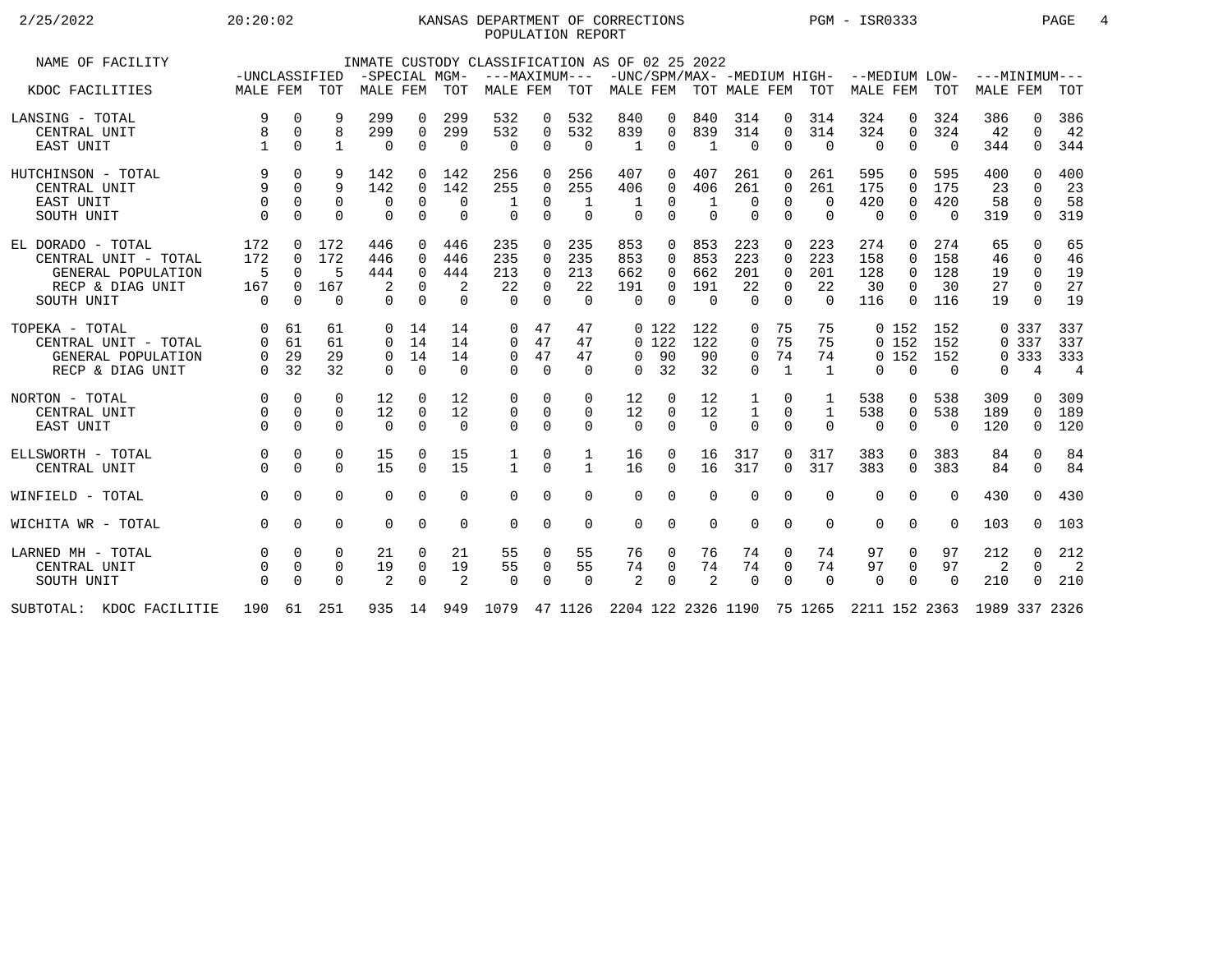# KANSAS DEPARTMENT OF CORRECTIONS
## POPULATION REPORT

INMATE CUSTODY CLASSIFICATION AS OF 02 25 2022

| NAME OF FACILITY / KDOC FACILITIES | -UNCLASSIFIED- | | | -SPECIAL MGM- | | | ---MAXIMUM--- | | | -UNC/SPM/MAX- | | | -MEDIUM HIGH- | | | --MEDIUM LOW- | | | ---MINIMUM--- | | |
|---|---|---|---|---|---|---|---|---|---|---|---|---|---|---|---|---|---|---|---|---|---|
| | MALE | FEM | TOT | MALE | FEM | TOT | MALE | FEM | TOT | MALE | FEM | TOT | MALE | FEM | TOT | MALE | FEM | TOT | MALE | FEM | TOT |
| LANSING - TOTAL | 9 | 0 | 9 | 299 | 0 | 299 | 532 | 0 | 532 | 840 | 0 | 840 | 314 | 0 | 314 | 324 | 0 | 324 | 386 | 0 | 386 |
| CENTRAL UNIT | 8 | 0 | 8 | 299 | 0 | 299 | 532 | 0 | 532 | 839 | 0 | 839 | 314 | 0 | 314 | 324 | 0 | 324 | 42 | 0 | 42 |
| EAST UNIT | 1 | 0 | 1 | 0 | 0 | 0 | 0 | 0 | 0 | 1 | 0 | 1 | 0 | 0 | 0 | 0 | 0 | 0 | 344 | 0 | 344 |
| HUTCHINSON - TOTAL | 9 | 0 | 9 | 142 | 0 | 142 | 256 | 0 | 256 | 407 | 0 | 407 | 261 | 0 | 261 | 595 | 0 | 595 | 400 | 0 | 400 |
| CENTRAL UNIT | 9 | 0 | 9 | 142 | 0 | 142 | 255 | 0 | 255 | 406 | 0 | 406 | 261 | 0 | 261 | 175 | 0 | 175 | 23 | 0 | 23 |
| EAST UNIT | 0 | 0 | 0 | 0 | 0 | 0 | 1 | 0 | 1 | 1 | 0 | 1 | 0 | 0 | 0 | 420 | 0 | 420 | 58 | 0 | 58 |
| SOUTH UNIT | 0 | 0 | 0 | 0 | 0 | 0 | 0 | 0 | 0 | 0 | 0 | 0 | 0 | 0 | 0 | 0 | 0 | 0 | 319 | 0 | 319 |
| EL DORADO - TOTAL | 172 | 0 | 172 | 446 | 0 | 446 | 235 | 0 | 235 | 853 | 0 | 853 | 223 | 0 | 223 | 274 | 0 | 274 | 65 | 0 | 65 |
| CENTRAL UNIT - TOTAL | 172 | 0 | 172 | 446 | 0 | 446 | 235 | 0 | 235 | 853 | 0 | 853 | 223 | 0 | 223 | 158 | 0 | 158 | 46 | 0 | 46 |
| GENERAL POPULATION | 5 | 0 | 5 | 444 | 0 | 444 | 213 | 0 | 213 | 662 | 0 | 662 | 201 | 0 | 201 | 128 | 0 | 128 | 19 | 0 | 19 |
| RECP & DIAG UNIT | 167 | 0 | 167 | 2 | 0 | 2 | 22 | 0 | 22 | 191 | 0 | 191 | 22 | 0 | 22 | 30 | 0 | 30 | 27 | 0 | 27 |
| SOUTH UNIT | 0 | 0 | 0 | 0 | 0 | 0 | 0 | 0 | 0 | 0 | 0 | 0 | 0 | 0 | 0 | 116 | 0 | 116 | 19 | 0 | 19 |
| TOPEKA - TOTAL | 0 | 61 | 61 | 0 | 14 | 14 | 0 | 47 | 47 | 0 | 122 | 122 | 0 | 75 | 75 | 0 | 152 | 152 | 0 | 337 | 337 |
| CENTRAL UNIT - TOTAL | 0 | 61 | 61 | 0 | 14 | 14 | 0 | 47 | 47 | 0 | 122 | 122 | 0 | 75 | 75 | 0 | 152 | 152 | 0 | 337 | 337 |
| GENERAL POPULATION | 0 | 29 | 29 | 0 | 14 | 14 | 0 | 47 | 47 | 0 | 90 | 90 | 0 | 74 | 74 | 0 | 152 | 152 | 0 | 333 | 333 |
| RECP & DIAG UNIT | 0 | 32 | 32 | 0 | 0 | 0 | 0 | 0 | 0 | 0 | 32 | 32 | 0 | 1 | 1 | 0 | 0 | 0 | 0 | 4 | 4 |
| NORTON - TOTAL | 0 | 0 | 0 | 12 | 0 | 12 | 0 | 0 | 0 | 12 | 0 | 12 | 1 | 0 | 1 | 538 | 0 | 538 | 309 | 0 | 309 |
| CENTRAL UNIT | 0 | 0 | 0 | 12 | 0 | 12 | 0 | 0 | 0 | 12 | 0 | 12 | 1 | 0 | 1 | 538 | 0 | 538 | 189 | 0 | 189 |
| EAST UNIT | 0 | 0 | 0 | 0 | 0 | 0 | 0 | 0 | 0 | 0 | 0 | 0 | 0 | 0 | 0 | 0 | 0 | 0 | 120 | 0 | 120 |
| ELLSWORTH - TOTAL | 0 | 0 | 0 | 15 | 0 | 15 | 1 | 0 | 1 | 16 | 0 | 16 | 317 | 0 | 317 | 383 | 0 | 383 | 84 | 0 | 84 |
| CENTRAL UNIT | 0 | 0 | 0 | 15 | 0 | 15 | 1 | 0 | 1 | 16 | 0 | 16 | 317 | 0 | 317 | 383 | 0 | 383 | 84 | 0 | 84 |
| WINFIELD - TOTAL | 0 | 0 | 0 | 0 | 0 | 0 | 0 | 0 | 0 | 0 | 0 | 0 | 0 | 0 | 0 | 0 | 0 | 0 | 430 | 0 | 430 |
| WICHITA WR - TOTAL | 0 | 0 | 0 | 0 | 0 | 0 | 0 | 0 | 0 | 0 | 0 | 0 | 0 | 0 | 0 | 0 | 0 | 0 | 103 | 0 | 103 |
| LARNED MH - TOTAL | 0 | 0 | 0 | 21 | 0 | 21 | 55 | 0 | 55 | 76 | 0 | 76 | 74 | 0 | 74 | 97 | 0 | 97 | 212 | 0 | 212 |
| CENTRAL UNIT | 0 | 0 | 0 | 19 | 0 | 19 | 55 | 0 | 55 | 74 | 0 | 74 | 74 | 0 | 74 | 97 | 0 | 97 | 2 | 0 | 2 |
| SOUTH UNIT | 0 | 0 | 0 | 2 | 0 | 2 | 0 | 0 | 0 | 2 | 0 | 2 | 0 | 0 | 0 | 0 | 0 | 0 | 210 | 0 | 210 |
| SUBTOTAL: KDOC FACILITIE | 190 | 61 | 251 | 935 | 14 | 949 | 1079 | 47 | 1126 | 2204 | 122 | 2326 | 1190 | 75 | 1265 | 2211 | 152 | 2363 | 1989 | 337 | 2326 |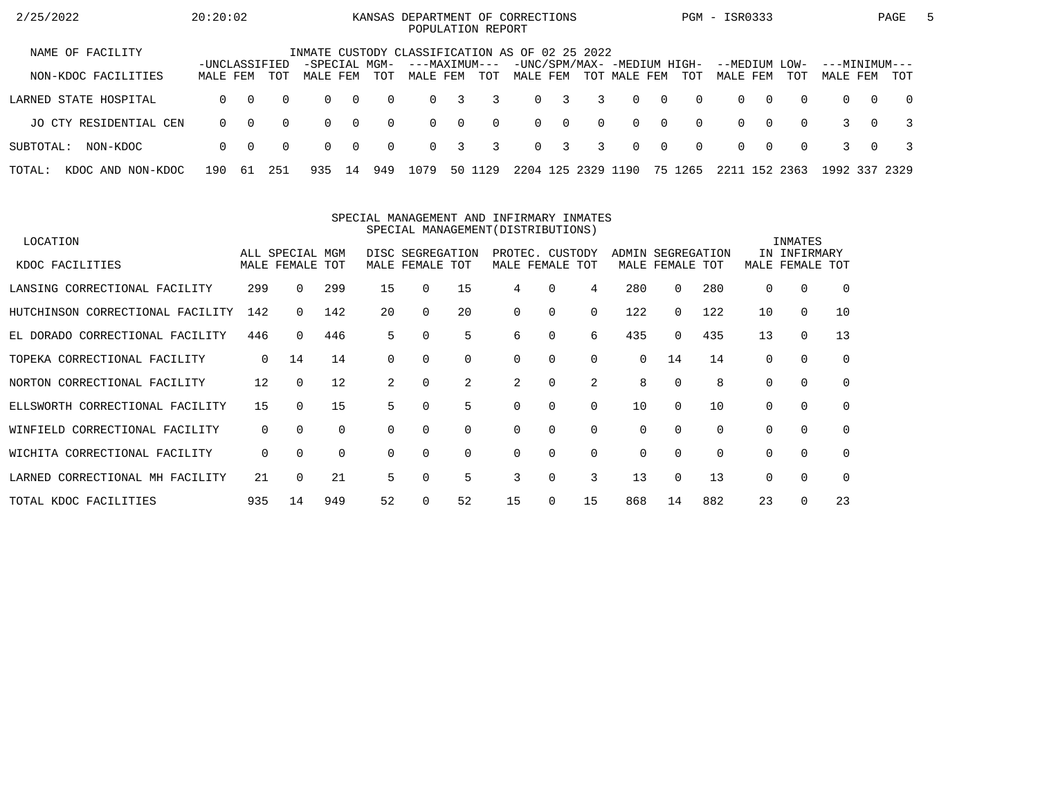# KANSAS DEPARTMENT OF CORRECTIONS
## POPULATION REPORT

2/25/2022 20:20:02 PGM - ISR0333

### INMATE CUSTODY CLASSIFICATION AS OF 02 25 2022

| NAME OF FACILITY / NON-KDOC FACILITIES | UNCLASSIFIED MALE | UNCLASSIFIED FEM | UNCLASSIFIED TOT | SPECIAL MGM- MALE | SPECIAL MGM- FEM | SPECIAL MGM- TOT | MAXIMUM MALE | MAXIMUM FEM | MAXIMUM TOT | UNC/SPM/MAX- MALE | UNC/SPM/MAX- FEM | UNC/SPM/MAX- TOT | MEDIUM HIGH- MALE | MEDIUM HIGH- FEM | MEDIUM HIGH- TOT | MEDIUM LOW- MALE | MEDIUM LOW- FEM | MEDIUM LOW- TOT | MINIMUM MALE | MINIMUM FEM | MINIMUM TOT |
|---|---|---|---|---|---|---|---|---|---|---|---|---|---|---|---|---|---|---|---|---|---|
| LARNED STATE HOSPITAL | 0 | 0 | 0 | 0 | 0 | 0 | 0 | 3 | 3 | 0 | 3 | 3 | 0 | 0 | 0 | 0 | 0 | 0 | 0 | 0 | 0 |
| JO CTY RESIDENTIAL CEN | 0 | 0 | 0 | 0 | 0 | 0 | 0 | 0 | 0 | 0 | 0 | 0 | 0 | 0 | 0 | 0 | 0 | 0 | 3 | 0 | 3 |
| SUBTOTAL: NON-KDOC | 0 | 0 | 0 | 0 | 0 | 0 | 0 | 3 | 3 | 0 | 3 | 3 | 0 | 0 | 0 | 0 | 0 | 0 | 3 | 0 | 3 |
| TOTAL: KDOC AND NON-KDOC | 190 | 61 | 251 | 935 | 14 | 949 | 1079 | 50 | 1129 | 2204 | 125 | 2329 | 1190 | 75 | 1265 | 2211 | 152 | 2363 | 1992 | 337 | 2329 |

### SPECIAL MANAGEMENT AND INFIRMARY INMATES
#### SPECIAL MANAGEMENT(DISTRIBUTIONS)

| LOCATION / KDOC FACILITIES | ALL SPECIAL MGM MALE | ALL SPECIAL MGM FEMALE | ALL SPECIAL MGM TOT | DISC SEGREGATION MALE | DISC SEGREGATION FEMALE | DISC SEGREGATION TOT | PROTEC. CUSTODY MALE | PROTEC. CUSTODY FEMALE | PROTEC. CUSTODY TOT | ADMIN SEGREGATION MALE | ADMIN SEGREGATION FEMALE | ADMIN SEGREGATION TOT | INMATES IN INFIRMARY MALE | INMATES IN INFIRMARY FEMALE | INMATES IN INFIRMARY TOT |
|---|---|---|---|---|---|---|---|---|---|---|---|---|---|---|---|
| LANSING CORRECTIONAL FACILITY | 299 | 0 | 299 | 15 | 0 | 15 | 4 | 0 | 4 | 280 | 0 | 280 | 0 | 0 | 0 |
| HUTCHINSON CORRECTIONAL FACILITY | 142 | 0 | 142 | 20 | 0 | 20 | 0 | 0 | 0 | 122 | 0 | 122 | 10 | 0 | 10 |
| EL DORADO CORRECTIONAL FACILITY | 446 | 0 | 446 | 5 | 0 | 5 | 6 | 0 | 6 | 435 | 0 | 435 | 13 | 0 | 13 |
| TOPEKA CORRECTIONAL FACILITY | 0 | 14 | 14 | 0 | 0 | 0 | 0 | 0 | 0 | 0 | 14 | 14 | 0 | 0 | 0 |
| NORTON CORRECTIONAL FACILITY | 12 | 0 | 12 | 2 | 0 | 2 | 2 | 0 | 2 | 8 | 0 | 8 | 0 | 0 | 0 |
| ELLSWORTH CORRECTIONAL FACILITY | 15 | 0 | 15 | 5 | 0 | 5 | 0 | 0 | 0 | 10 | 0 | 10 | 0 | 0 | 0 |
| WINFIELD CORRECTIONAL FACILITY | 0 | 0 | 0 | 0 | 0 | 0 | 0 | 0 | 0 | 0 | 0 | 0 | 0 | 0 | 0 |
| WICHITA CORRECTIONAL FACILITY | 0 | 0 | 0 | 0 | 0 | 0 | 0 | 0 | 0 | 0 | 0 | 0 | 0 | 0 | 0 |
| LARNED CORRECTIONAL MH FACILITY | 21 | 0 | 21 | 5 | 0 | 5 | 3 | 0 | 3 | 13 | 0 | 13 | 0 | 0 | 0 |
| TOTAL KDOC FACILITIES | 935 | 14 | 949 | 52 | 0 | 52 | 15 | 0 | 15 | 868 | 14 | 882 | 23 | 0 | 23 |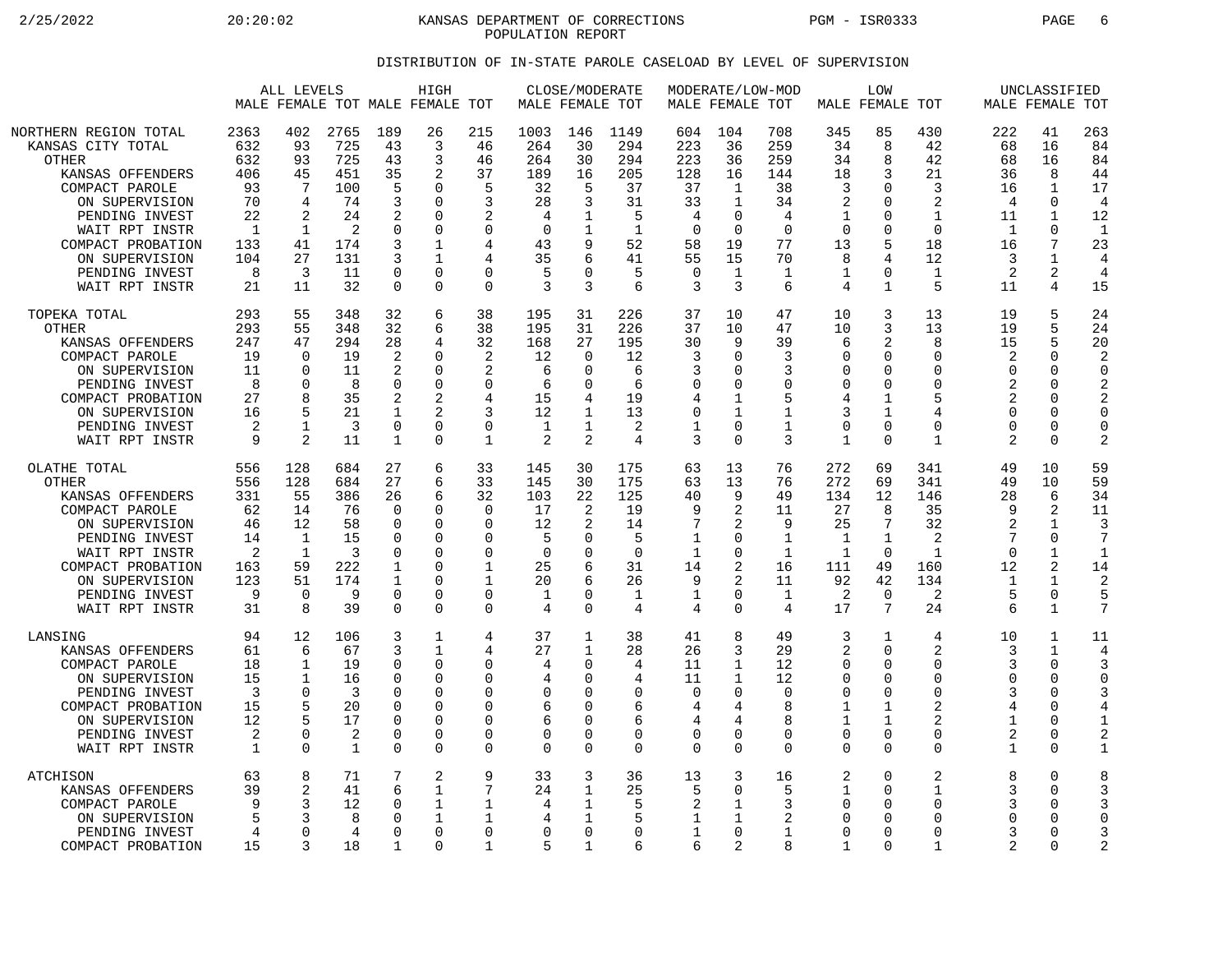# KANSAS DEPARTMENT OF CORRECTIONS
## POPULATION REPORT

### DISTRIBUTION OF IN-STATE PAROLE CASELOAD BY LEVEL OF SUPERVISION

| | ALL LEVELS | | | HIGH | | | CLOSE/MODERATE | | | MODERATE/LOW-MOD | | | LOW | | | UNCLASSIFIED | | |
|---|---|---|---|---|---|---|---|---|---|---|---|---|---|---|---|---|---|---|
| | MALE | FEMALE | TOT | MALE | FEMALE | TOT | MALE | FEMALE | TOT | MALE | FEMALE | TOT | MALE | FEMALE | TOT | MALE | FEMALE | TOT |
| NORTHERN REGION TOTAL | 2363 | 402 | 2765 | 189 | 26 | 215 | 1003 | 146 | 1149 | 604 | 104 | 708 | 345 | 85 | 430 | 222 | 41 | 263 |
| KANSAS CITY TOTAL | 632 | 93 | 725 | 43 | 3 | 46 | 264 | 30 | 294 | 223 | 36 | 259 | 34 | 8 | 42 | 68 | 16 | 84 |
| OTHER | 632 | 93 | 725 | 43 | 3 | 46 | 264 | 30 | 294 | 223 | 36 | 259 | 34 | 8 | 42 | 68 | 16 | 84 |
| KANSAS OFFENDERS | 406 | 45 | 451 | 35 | 2 | 37 | 189 | 16 | 205 | 128 | 16 | 144 | 18 | 3 | 21 | 36 | 8 | 44 |
| COMPACT PAROLE | 93 | 7 | 100 | 5 | 0 | 5 | 32 | 5 | 37 | 37 | 1 | 38 | 3 | 0 | 3 | 16 | 1 | 17 |
| ON SUPERVISION | 70 | 4 | 74 | 3 | 0 | 3 | 28 | 3 | 31 | 33 | 1 | 34 | 2 | 0 | 2 | 4 | 0 | 4 |
| PENDING INVEST | 22 | 2 | 24 | 2 | 0 | 2 | 4 | 1 | 5 | 4 | 0 | 4 | 1 | 0 | 1 | 11 | 1 | 12 |
| WAIT RPT INSTR | 1 | 1 | 2 | 0 | 0 | 0 | 0 | 1 | 1 | 0 | 0 | 0 | 0 | 0 | 0 | 1 | 0 | 1 |
| COMPACT PROBATION | 133 | 41 | 174 | 3 | 1 | 4 | 43 | 9 | 52 | 58 | 19 | 77 | 13 | 5 | 18 | 16 | 7 | 23 |
| ON SUPERVISION | 104 | 27 | 131 | 3 | 1 | 4 | 35 | 6 | 41 | 55 | 15 | 70 | 8 | 4 | 12 | 3 | 1 | 4 |
| PENDING INVEST | 8 | 3 | 11 | 0 | 0 | 0 | 5 | 0 | 5 | 0 | 1 | 1 | 1 | 0 | 1 | 2 | 2 | 4 |
| WAIT RPT INSTR | 21 | 11 | 32 | 0 | 0 | 0 | 3 | 3 | 6 | 3 | 3 | 6 | 4 | 1 | 5 | 11 | 4 | 15 |
| TOPEKA TOTAL | 293 | 55 | 348 | 32 | 6 | 38 | 195 | 31 | 226 | 37 | 10 | 47 | 10 | 3 | 13 | 19 | 5 | 24 |
| OTHER | 293 | 55 | 348 | 32 | 6 | 38 | 195 | 31 | 226 | 37 | 10 | 47 | 10 | 3 | 13 | 19 | 5 | 24 |
| KANSAS OFFENDERS | 247 | 47 | 294 | 28 | 4 | 32 | 168 | 27 | 195 | 30 | 9 | 39 | 6 | 2 | 8 | 15 | 5 | 20 |
| COMPACT PAROLE | 19 | 0 | 19 | 2 | 0 | 2 | 12 | 0 | 12 | 3 | 0 | 3 | 0 | 0 | 0 | 2 | 0 | 2 |
| ON SUPERVISION | 11 | 0 | 11 | 2 | 0 | 2 | 6 | 0 | 6 | 3 | 0 | 3 | 0 | 0 | 0 | 0 | 0 | 0 |
| PENDING INVEST | 8 | 0 | 8 | 0 | 0 | 0 | 6 | 0 | 6 | 0 | 0 | 0 | 0 | 0 | 0 | 2 | 0 | 2 |
| COMPACT PROBATION | 27 | 8 | 35 | 2 | 2 | 4 | 15 | 4 | 19 | 4 | 1 | 5 | 4 | 1 | 5 | 2 | 0 | 2 |
| ON SUPERVISION | 16 | 5 | 21 | 1 | 2 | 3 | 12 | 1 | 13 | 0 | 1 | 1 | 3 | 1 | 4 | 0 | 0 | 0 |
| PENDING INVEST | 2 | 1 | 3 | 0 | 0 | 0 | 1 | 1 | 2 | 1 | 0 | 1 | 0 | 0 | 0 | 0 | 0 | 0 |
| WAIT RPT INSTR | 9 | 2 | 11 | 1 | 0 | 1 | 2 | 2 | 4 | 3 | 0 | 3 | 1 | 0 | 1 | 2 | 0 | 2 |
| OLATHE TOTAL | 556 | 128 | 684 | 27 | 6 | 33 | 145 | 30 | 175 | 63 | 13 | 76 | 272 | 69 | 341 | 49 | 10 | 59 |
| OTHER | 556 | 128 | 684 | 27 | 6 | 33 | 145 | 30 | 175 | 63 | 13 | 76 | 272 | 69 | 341 | 49 | 10 | 59 |
| KANSAS OFFENDERS | 331 | 55 | 386 | 26 | 6 | 32 | 103 | 22 | 125 | 40 | 9 | 49 | 134 | 12 | 146 | 28 | 6 | 34 |
| COMPACT PAROLE | 62 | 14 | 76 | 0 | 0 | 0 | 17 | 2 | 19 | 9 | 2 | 11 | 27 | 8 | 35 | 9 | 2 | 11 |
| ON SUPERVISION | 46 | 12 | 58 | 0 | 0 | 0 | 12 | 2 | 14 | 7 | 2 | 9 | 25 | 7 | 32 | 2 | 1 | 3 |
| PENDING INVEST | 14 | 1 | 15 | 0 | 0 | 0 | 5 | 0 | 5 | 1 | 0 | 1 | 1 | 1 | 2 | 7 | 0 | 7 |
| WAIT RPT INSTR | 2 | 1 | 3 | 0 | 0 | 0 | 0 | 0 | 0 | 1 | 0 | 1 | 1 | 0 | 1 | 0 | 1 | 1 |
| COMPACT PROBATION | 163 | 59 | 222 | 1 | 0 | 1 | 25 | 6 | 31 | 14 | 2 | 16 | 111 | 49 | 160 | 12 | 2 | 14 |
| ON SUPERVISION | 123 | 51 | 174 | 1 | 0 | 1 | 20 | 6 | 26 | 9 | 2 | 11 | 92 | 42 | 134 | 1 | 1 | 2 |
| PENDING INVEST | 9 | 0 | 9 | 0 | 0 | 0 | 1 | 0 | 1 | 1 | 0 | 1 | 2 | 0 | 2 | 5 | 0 | 5 |
| WAIT RPT INSTR | 31 | 8 | 39 | 0 | 0 | 0 | 4 | 0 | 4 | 4 | 0 | 4 | 17 | 7 | 24 | 6 | 1 | 7 |
| LANSING | 94 | 12 | 106 | 3 | 1 | 4 | 37 | 1 | 38 | 41 | 8 | 49 | 3 | 1 | 4 | 10 | 1 | 11 |
| KANSAS OFFENDERS | 61 | 6 | 67 | 3 | 1 | 4 | 27 | 1 | 28 | 26 | 3 | 29 | 2 | 0 | 2 | 3 | 1 | 4 |
| COMPACT PAROLE | 18 | 1 | 19 | 0 | 0 | 0 | 4 | 0 | 4 | 11 | 1 | 12 | 0 | 0 | 0 | 3 | 0 | 3 |
| ON SUPERVISION | 15 | 1 | 16 | 0 | 0 | 0 | 4 | 0 | 4 | 11 | 1 | 12 | 0 | 0 | 0 | 0 | 0 | 0 |
| PENDING INVEST | 3 | 0 | 3 | 0 | 0 | 0 | 0 | 0 | 0 | 0 | 0 | 0 | 0 | 0 | 0 | 3 | 0 | 3 |
| COMPACT PROBATION | 15 | 5 | 20 | 0 | 0 | 0 | 6 | 0 | 6 | 4 | 4 | 8 | 1 | 1 | 2 | 4 | 0 | 4 |
| ON SUPERVISION | 12 | 5 | 17 | 0 | 0 | 0 | 6 | 0 | 6 | 4 | 4 | 8 | 1 | 1 | 2 | 1 | 0 | 1 |
| PENDING INVEST | 2 | 0 | 2 | 0 | 0 | 0 | 0 | 0 | 0 | 0 | 0 | 0 | 0 | 0 | 0 | 2 | 0 | 2 |
| WAIT RPT INSTR | 1 | 0 | 1 | 0 | 0 | 0 | 0 | 0 | 0 | 0 | 0 | 0 | 0 | 0 | 0 | 1 | 0 | 1 |
| ATCHISON | 63 | 8 | 71 | 7 | 2 | 9 | 33 | 3 | 36 | 13 | 3 | 16 | 2 | 0 | 2 | 8 | 0 | 8 |
| KANSAS OFFENDERS | 39 | 2 | 41 | 6 | 1 | 7 | 24 | 1 | 25 | 5 | 0 | 5 | 1 | 0 | 1 | 3 | 0 | 3 |
| COMPACT PAROLE | 9 | 3 | 12 | 0 | 1 | 1 | 4 | 1 | 5 | 2 | 1 | 3 | 0 | 0 | 0 | 3 | 0 | 3 |
| ON SUPERVISION | 5 | 3 | 8 | 0 | 1 | 1 | 4 | 1 | 5 | 1 | 1 | 2 | 0 | 0 | 0 | 0 | 0 | 0 |
| PENDING INVEST | 4 | 0 | 4 | 0 | 0 | 0 | 0 | 0 | 0 | 1 | 0 | 1 | 0 | 0 | 0 | 3 | 0 | 3 |
| COMPACT PROBATION | 15 | 3 | 18 | 1 | 0 | 1 | 5 | 1 | 6 | 6 | 2 | 8 | 1 | 0 | 1 | 2 | 0 | 2 |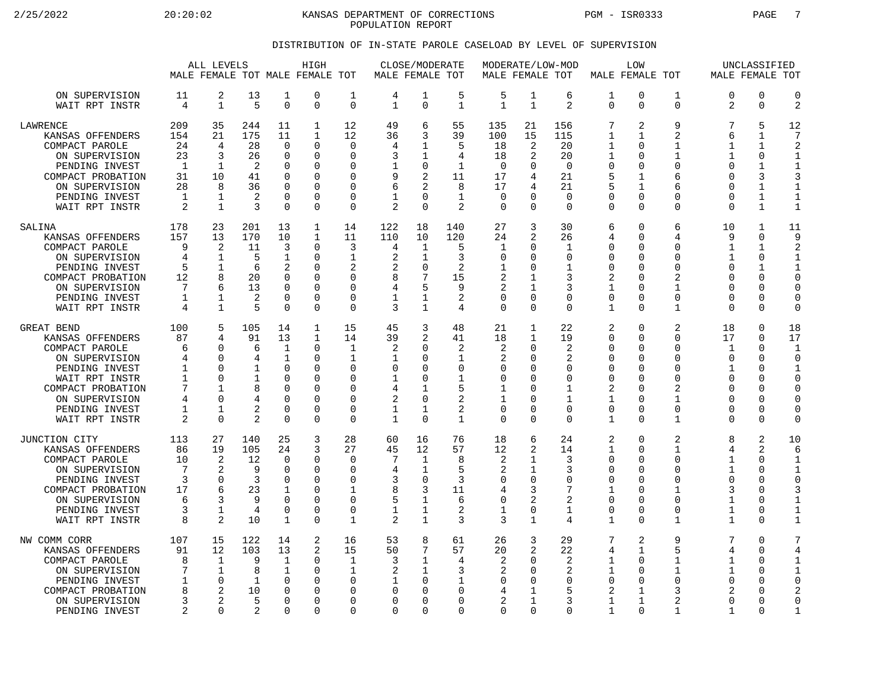KANSAS DEPARTMENT OF CORRECTIONS
POPULATION REPORT

## DISTRIBUTION OF IN-STATE PAROLE CASELOAD BY LEVEL OF SUPERVISION

| | ALL LEVELS | | | HIGH | | | CLOSE/MODERATE | | | MODERATE/LOW-MOD | | | LOW | | | UNCLASSIFIED | | |
|---|---|---|---|---|---|---|---|---|---|---|---|---|---|---|---|---|---|---|
| | MALE | FEMALE | TOT | MALE | FEMALE | TOT | MALE | FEMALE | TOT | MALE | FEMALE | TOT | MALE | FEMALE | TOT | MALE | FEMALE | TOT |
| ON SUPERVISION | 11 | 2 | 13 | 1 | 0 | 1 | 4 | 1 | 5 | 5 | 1 | 6 | 1 | 0 | 1 | 0 | 0 | 0 |
| WAIT RPT INSTR | 4 | 1 | 5 | 0 | 0 | 0 | 1 | 0 | 1 | 1 | 1 | 2 | 0 | 0 | 0 | 2 | 0 | 2 |
| LAWRENCE | 209 | 35 | 244 | 11 | 1 | 12 | 49 | 6 | 55 | 135 | 21 | 156 | 7 | 2 | 9 | 7 | 5 | 12 |
| KANSAS OFFENDERS | 154 | 21 | 175 | 11 | 1 | 12 | 36 | 3 | 39 | 100 | 15 | 115 | 1 | 1 | 2 | 6 | 1 | 7 |
| COMPACT PAROLE | 24 | 4 | 28 | 0 | 0 | 0 | 4 | 1 | 5 | 18 | 2 | 20 | 1 | 0 | 1 | 1 | 1 | 2 |
| ON SUPERVISION | 23 | 3 | 26 | 0 | 0 | 0 | 3 | 1 | 4 | 18 | 2 | 20 | 1 | 0 | 1 | 1 | 0 | 1 |
| PENDING INVEST | 1 | 1 | 2 | 0 | 0 | 0 | 1 | 0 | 1 | 0 | 0 | 0 | 0 | 0 | 0 | 0 | 1 | 1 |
| COMPACT PROBATION | 31 | 10 | 41 | 0 | 0 | 0 | 9 | 2 | 11 | 17 | 4 | 21 | 5 | 1 | 6 | 0 | 3 | 3 |
| ON SUPERVISION | 28 | 8 | 36 | 0 | 0 | 0 | 6 | 2 | 8 | 17 | 4 | 21 | 5 | 1 | 6 | 0 | 1 | 1 |
| PENDING INVEST | 1 | 1 | 2 | 0 | 0 | 0 | 1 | 0 | 1 | 0 | 0 | 0 | 0 | 0 | 0 | 0 | 1 | 1 |
| WAIT RPT INSTR | 2 | 1 | 3 | 0 | 0 | 0 | 2 | 0 | 2 | 0 | 0 | 0 | 0 | 0 | 0 | 0 | 1 | 1 |
| SALINA | 178 | 23 | 201 | 13 | 1 | 14 | 122 | 18 | 140 | 27 | 3 | 30 | 6 | 0 | 6 | 10 | 1 | 11 |
| KANSAS OFFENDERS | 157 | 13 | 170 | 10 | 1 | 11 | 110 | 10 | 120 | 24 | 2 | 26 | 4 | 0 | 4 | 9 | 0 | 9 |
| COMPACT PAROLE | 9 | 2 | 11 | 3 | 0 | 3 | 4 | 1 | 5 | 1 | 0 | 1 | 0 | 0 | 0 | 1 | 1 | 2 |
| ON SUPERVISION | 4 | 1 | 5 | 1 | 0 | 1 | 2 | 1 | 3 | 0 | 0 | 0 | 0 | 0 | 0 | 1 | 0 | 1 |
| PENDING INVEST | 5 | 1 | 6 | 2 | 0 | 2 | 2 | 0 | 2 | 1 | 0 | 1 | 0 | 0 | 0 | 0 | 1 | 1 |
| COMPACT PROBATION | 12 | 8 | 20 | 0 | 0 | 0 | 8 | 7 | 15 | 2 | 1 | 3 | 2 | 0 | 2 | 0 | 0 | 0 |
| ON SUPERVISION | 7 | 6 | 13 | 0 | 0 | 0 | 4 | 5 | 9 | 2 | 1 | 3 | 1 | 0 | 1 | 0 | 0 | 0 |
| PENDING INVEST | 1 | 1 | 2 | 0 | 0 | 0 | 1 | 1 | 2 | 0 | 0 | 0 | 0 | 0 | 0 | 0 | 0 | 0 |
| WAIT RPT INSTR | 4 | 1 | 5 | 0 | 0 | 0 | 3 | 1 | 4 | 0 | 0 | 0 | 1 | 0 | 1 | 0 | 0 | 0 |
| GREAT BEND | 100 | 5 | 105 | 14 | 1 | 15 | 45 | 3 | 48 | 21 | 1 | 22 | 2 | 0 | 2 | 18 | 0 | 18 |
| KANSAS OFFENDERS | 87 | 4 | 91 | 13 | 1 | 14 | 39 | 2 | 41 | 18 | 1 | 19 | 0 | 0 | 0 | 17 | 0 | 17 |
| COMPACT PAROLE | 6 | 0 | 6 | 1 | 0 | 1 | 2 | 0 | 2 | 2 | 0 | 2 | 0 | 0 | 0 | 1 | 0 | 1 |
| ON SUPERVISION | 4 | 0 | 4 | 1 | 0 | 1 | 1 | 0 | 1 | 2 | 0 | 2 | 0 | 0 | 0 | 0 | 0 | 0 |
| PENDING INVEST | 1 | 0 | 1 | 0 | 0 | 0 | 0 | 0 | 0 | 0 | 0 | 0 | 0 | 0 | 0 | 1 | 0 | 1 |
| WAIT RPT INSTR | 1 | 0 | 1 | 0 | 0 | 0 | 1 | 0 | 1 | 0 | 0 | 0 | 0 | 0 | 0 | 0 | 0 | 0 |
| COMPACT PROBATION | 7 | 1 | 8 | 0 | 0 | 0 | 4 | 1 | 5 | 1 | 0 | 1 | 2 | 0 | 2 | 0 | 0 | 0 |
| ON SUPERVISION | 4 | 0 | 4 | 0 | 0 | 0 | 2 | 0 | 2 | 1 | 0 | 1 | 1 | 0 | 1 | 0 | 0 | 0 |
| PENDING INVEST | 1 | 1 | 2 | 0 | 0 | 0 | 1 | 1 | 2 | 0 | 0 | 0 | 0 | 0 | 0 | 0 | 0 | 0 |
| WAIT RPT INSTR | 2 | 0 | 2 | 0 | 0 | 0 | 1 | 0 | 1 | 0 | 0 | 0 | 1 | 0 | 1 | 0 | 0 | 0 |
| JUNCTION CITY | 113 | 27 | 140 | 25 | 3 | 28 | 60 | 16 | 76 | 18 | 6 | 24 | 2 | 0 | 2 | 8 | 2 | 10 |
| KANSAS OFFENDERS | 86 | 19 | 105 | 24 | 3 | 27 | 45 | 12 | 57 | 12 | 2 | 14 | 1 | 0 | 1 | 4 | 2 | 6 |
| COMPACT PAROLE | 10 | 2 | 12 | 0 | 0 | 0 | 7 | 1 | 8 | 2 | 1 | 3 | 0 | 0 | 0 | 1 | 0 | 1 |
| ON SUPERVISION | 7 | 2 | 9 | 0 | 0 | 0 | 4 | 1 | 5 | 2 | 1 | 3 | 0 | 0 | 0 | 1 | 0 | 1 |
| PENDING INVEST | 3 | 0 | 3 | 0 | 0 | 0 | 3 | 0 | 3 | 0 | 0 | 0 | 0 | 0 | 0 | 0 | 0 | 0 |
| COMPACT PROBATION | 17 | 6 | 23 | 1 | 0 | 1 | 8 | 3 | 11 | 4 | 3 | 7 | 1 | 0 | 1 | 3 | 0 | 3 |
| ON SUPERVISION | 6 | 3 | 9 | 0 | 0 | 0 | 5 | 1 | 6 | 0 | 2 | 2 | 0 | 0 | 0 | 1 | 0 | 1 |
| PENDING INVEST | 3 | 1 | 4 | 0 | 0 | 0 | 1 | 1 | 2 | 1 | 0 | 1 | 0 | 0 | 0 | 1 | 0 | 1 |
| WAIT RPT INSTR | 8 | 2 | 10 | 1 | 0 | 1 | 2 | 1 | 3 | 3 | 1 | 4 | 1 | 0 | 1 | 1 | 0 | 1 |
| NW COMM CORR | 107 | 15 | 122 | 14 | 2 | 16 | 53 | 8 | 61 | 26 | 3 | 29 | 7 | 2 | 9 | 7 | 0 | 7 |
| KANSAS OFFENDERS | 91 | 12 | 103 | 13 | 2 | 15 | 50 | 7 | 57 | 20 | 2 | 22 | 4 | 1 | 5 | 4 | 0 | 4 |
| COMPACT PAROLE | 8 | 1 | 9 | 1 | 0 | 1 | 3 | 1 | 4 | 2 | 0 | 2 | 1 | 0 | 1 | 1 | 0 | 1 |
| ON SUPERVISION | 7 | 1 | 8 | 1 | 0 | 1 | 2 | 1 | 3 | 2 | 0 | 2 | 1 | 0 | 1 | 1 | 0 | 1 |
| PENDING INVEST | 1 | 0 | 1 | 0 | 0 | 0 | 1 | 0 | 1 | 0 | 0 | 0 | 0 | 0 | 0 | 0 | 0 | 0 |
| COMPACT PROBATION | 8 | 2 | 10 | 0 | 0 | 0 | 0 | 0 | 0 | 4 | 1 | 5 | 2 | 1 | 3 | 2 | 0 | 2 |
| ON SUPERVISION | 3 | 2 | 5 | 0 | 0 | 0 | 0 | 0 | 0 | 2 | 1 | 3 | 1 | 1 | 2 | 0 | 0 | 0 |
| PENDING INVEST | 2 | 0 | 2 | 0 | 0 | 0 | 0 | 0 | 0 | 0 | 0 | 0 | 1 | 0 | 1 | 1 | 0 | 1 |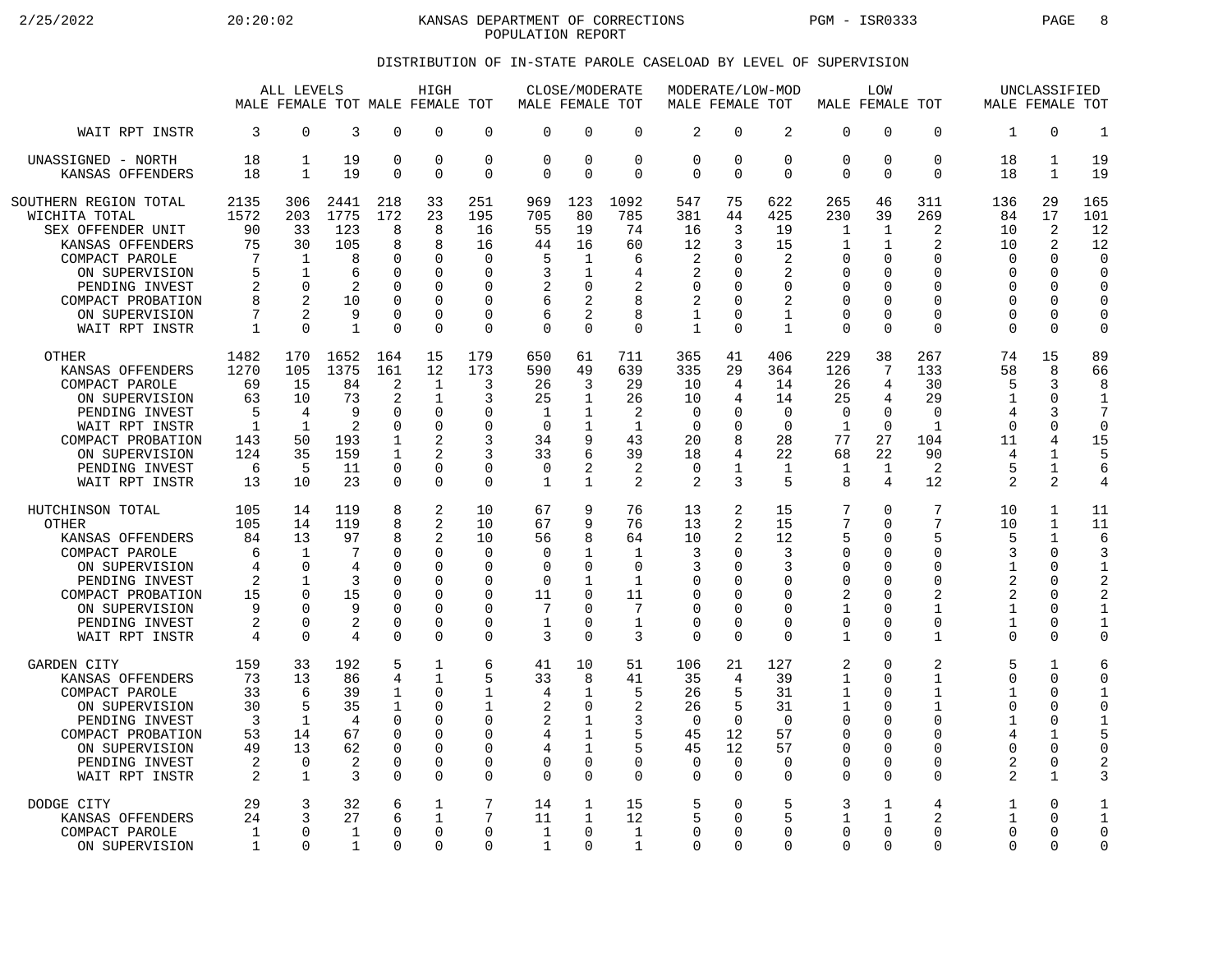KANSAS DEPARTMENT OF CORRECTIONS
POPULATION REPORT

## DISTRIBUTION OF IN-STATE PAROLE CASELOAD BY LEVEL OF SUPERVISION

| | ALL LEVELS | | | HIGH | | | CLOSE/MODERATE | | | MODERATE/LOW-MOD | | | LOW | | | UNCLASSIFIED | | |
|---|---|---|---|---|---|---|---|---|---|---|---|---|---|---|---|---|---|---|
| | MALE | FEMALE | TOT | MALE | FEMALE | TOT | MALE | FEMALE | TOT | MALE | FEMALE | TOT | MALE | FEMALE | TOT | MALE | FEMALE | TOT |
| WAIT RPT INSTR | 3 | 0 | 3 | 0 | 0 | 0 | 0 | 0 | 0 | 2 | 0 | 2 | 0 | 0 | 0 | 1 | 0 | 1 |
| UNASSIGNED - NORTH | 18 | 1 | 19 | 0 | 0 | 0 | 0 | 0 | 0 | 0 | 0 | 0 | 0 | 0 | 0 | 18 | 1 | 19 |
| KANSAS OFFENDERS | 18 | 1 | 19 | 0 | 0 | 0 | 0 | 0 | 0 | 0 | 0 | 0 | 0 | 0 | 0 | 18 | 1 | 19 |
| SOUTHERN REGION TOTAL | 2135 | 306 | 2441 | 218 | 33 | 251 | 969 | 123 | 1092 | 547 | 75 | 622 | 265 | 46 | 311 | 136 | 29 | 165 |
| WICHITA TOTAL | 1572 | 203 | 1775 | 172 | 23 | 195 | 705 | 80 | 785 | 381 | 44 | 425 | 230 | 39 | 269 | 84 | 17 | 101 |
| SEX OFFENDER UNIT | 90 | 33 | 123 | 8 | 8 | 16 | 55 | 19 | 74 | 16 | 3 | 19 | 1 | 1 | 2 | 10 | 2 | 12 |
| KANSAS OFFENDERS | 75 | 30 | 105 | 8 | 8 | 16 | 44 | 16 | 60 | 12 | 3 | 15 | 1 | 1 | 2 | 10 | 2 | 12 |
| COMPACT PAROLE | 7 | 1 | 8 | 0 | 0 | 0 | 5 | 1 | 6 | 2 | 0 | 2 | 0 | 0 | 0 | 0 | 0 | 0 |
| ON SUPERVISION | 5 | 1 | 6 | 0 | 0 | 0 | 3 | 1 | 4 | 2 | 0 | 2 | 0 | 0 | 0 | 0 | 0 | 0 |
| PENDING INVEST | 2 | 0 | 2 | 0 | 0 | 0 | 2 | 0 | 2 | 0 | 0 | 0 | 0 | 0 | 0 | 0 | 0 | 0 |
| COMPACT PROBATION | 8 | 2 | 10 | 0 | 0 | 0 | 6 | 2 | 8 | 2 | 0 | 2 | 0 | 0 | 0 | 0 | 0 | 0 |
| ON SUPERVISION | 7 | 2 | 9 | 0 | 0 | 0 | 6 | 2 | 8 | 1 | 0 | 1 | 0 | 0 | 0 | 0 | 0 | 0 |
| WAIT RPT INSTR | 1 | 0 | 1 | 0 | 0 | 0 | 0 | 0 | 0 | 1 | 0 | 1 | 0 | 0 | 0 | 0 | 0 | 0 |
| OTHER | 1482 | 170 | 1652 | 164 | 15 | 179 | 650 | 61 | 711 | 365 | 41 | 406 | 229 | 38 | 267 | 74 | 15 | 89 |
| KANSAS OFFENDERS | 1270 | 105 | 1375 | 161 | 12 | 173 | 590 | 49 | 639 | 335 | 29 | 364 | 126 | 7 | 133 | 58 | 8 | 66 |
| COMPACT PAROLE | 69 | 15 | 84 | 2 | 1 | 3 | 26 | 3 | 29 | 10 | 4 | 14 | 26 | 4 | 30 | 5 | 3 | 8 |
| ON SUPERVISION | 63 | 10 | 73 | 2 | 1 | 3 | 25 | 1 | 26 | 10 | 4 | 14 | 25 | 4 | 29 | 1 | 0 | 1 |
| PENDING INVEST | 5 | 4 | 9 | 0 | 0 | 0 | 1 | 1 | 2 | 0 | 0 | 0 | 0 | 0 | 0 | 4 | 3 | 7 |
| WAIT RPT INSTR | 1 | 1 | 2 | 0 | 0 | 0 | 0 | 1 | 1 | 0 | 0 | 0 | 1 | 0 | 1 | 0 | 0 | 0 |
| COMPACT PROBATION | 143 | 50 | 193 | 1 | 2 | 3 | 34 | 9 | 43 | 20 | 8 | 28 | 77 | 27 | 104 | 11 | 4 | 15 |
| ON SUPERVISION | 124 | 35 | 159 | 1 | 2 | 3 | 33 | 6 | 39 | 18 | 4 | 22 | 68 | 22 | 90 | 4 | 1 | 5 |
| PENDING INVEST | 6 | 5 | 11 | 0 | 0 | 0 | 0 | 2 | 2 | 0 | 1 | 1 | 1 | 1 | 2 | 5 | 1 | 6 |
| WAIT RPT INSTR | 13 | 10 | 23 | 0 | 0 | 0 | 1 | 1 | 2 | 2 | 3 | 5 | 8 | 4 | 12 | 2 | 2 | 4 |
| HUTCHINSON TOTAL | 105 | 14 | 119 | 8 | 2 | 10 | 67 | 9 | 76 | 13 | 2 | 15 | 7 | 0 | 7 | 10 | 1 | 11 |
| OTHER | 105 | 14 | 119 | 8 | 2 | 10 | 67 | 9 | 76 | 13 | 2 | 15 | 7 | 0 | 7 | 10 | 1 | 11 |
| KANSAS OFFENDERS | 84 | 13 | 97 | 8 | 2 | 10 | 56 | 8 | 64 | 10 | 2 | 12 | 5 | 0 | 5 | 5 | 1 | 6 |
| COMPACT PAROLE | 6 | 1 | 7 | 0 | 0 | 0 | 0 | 1 | 1 | 3 | 0 | 3 | 0 | 0 | 0 | 3 | 0 | 3 |
| ON SUPERVISION | 4 | 0 | 4 | 0 | 0 | 0 | 0 | 0 | 0 | 3 | 0 | 3 | 0 | 0 | 0 | 1 | 0 | 1 |
| PENDING INVEST | 2 | 1 | 3 | 0 | 0 | 0 | 0 | 1 | 1 | 0 | 0 | 0 | 0 | 0 | 0 | 2 | 0 | 2 |
| COMPACT PROBATION | 15 | 0 | 15 | 0 | 0 | 0 | 11 | 0 | 11 | 0 | 0 | 0 | 2 | 0 | 2 | 2 | 0 | 2 |
| ON SUPERVISION | 9 | 0 | 9 | 0 | 0 | 0 | 7 | 0 | 7 | 0 | 0 | 0 | 1 | 0 | 1 | 1 | 0 | 1 |
| PENDING INVEST | 2 | 0 | 2 | 0 | 0 | 0 | 1 | 0 | 1 | 0 | 0 | 0 | 0 | 0 | 0 | 1 | 0 | 1 |
| WAIT RPT INSTR | 4 | 0 | 4 | 0 | 0 | 0 | 3 | 0 | 3 | 0 | 0 | 0 | 1 | 0 | 1 | 0 | 0 | 0 |
| GARDEN CITY | 159 | 33 | 192 | 5 | 1 | 6 | 41 | 10 | 51 | 106 | 21 | 127 | 2 | 0 | 2 | 5 | 1 | 6 |
| KANSAS OFFENDERS | 73 | 13 | 86 | 4 | 1 | 5 | 33 | 8 | 41 | 35 | 4 | 39 | 1 | 0 | 1 | 0 | 0 | 0 |
| COMPACT PAROLE | 33 | 6 | 39 | 1 | 0 | 1 | 4 | 1 | 5 | 26 | 5 | 31 | 1 | 0 | 1 | 1 | 0 | 1 |
| ON SUPERVISION | 30 | 5 | 35 | 1 | 0 | 1 | 2 | 0 | 2 | 26 | 5 | 31 | 1 | 0 | 1 | 0 | 0 | 0 |
| PENDING INVEST | 3 | 1 | 4 | 0 | 0 | 0 | 2 | 1 | 3 | 0 | 0 | 0 | 0 | 0 | 0 | 1 | 0 | 1 |
| COMPACT PROBATION | 53 | 14 | 67 | 0 | 0 | 0 | 4 | 1 | 5 | 45 | 12 | 57 | 0 | 0 | 0 | 4 | 1 | 5 |
| ON SUPERVISION | 49 | 13 | 62 | 0 | 0 | 0 | 4 | 1 | 5 | 45 | 12 | 57 | 0 | 0 | 0 | 0 | 0 | 0 |
| PENDING INVEST | 2 | 0 | 2 | 0 | 0 | 0 | 0 | 0 | 0 | 0 | 0 | 0 | 0 | 0 | 0 | 2 | 0 | 2 |
| WAIT RPT INSTR | 2 | 1 | 3 | 0 | 0 | 0 | 0 | 0 | 0 | 0 | 0 | 0 | 0 | 0 | 0 | 2 | 1 | 3 |
| DODGE CITY | 29 | 3 | 32 | 6 | 1 | 7 | 14 | 1 | 15 | 5 | 0 | 5 | 3 | 1 | 4 | 1 | 0 | 1 |
| KANSAS OFFENDERS | 24 | 3 | 27 | 6 | 1 | 7 | 11 | 1 | 12 | 5 | 0 | 5 | 1 | 1 | 2 | 1 | 0 | 1 |
| COMPACT PAROLE | 1 | 0 | 1 | 0 | 0 | 0 | 1 | 0 | 1 | 0 | 0 | 0 | 0 | 0 | 0 | 0 | 0 | 0 |
| ON SUPERVISION | 1 | 0 | 1 | 0 | 0 | 0 | 1 | 0 | 1 | 0 | 0 | 0 | 0 | 0 | 0 | 0 | 0 | 0 |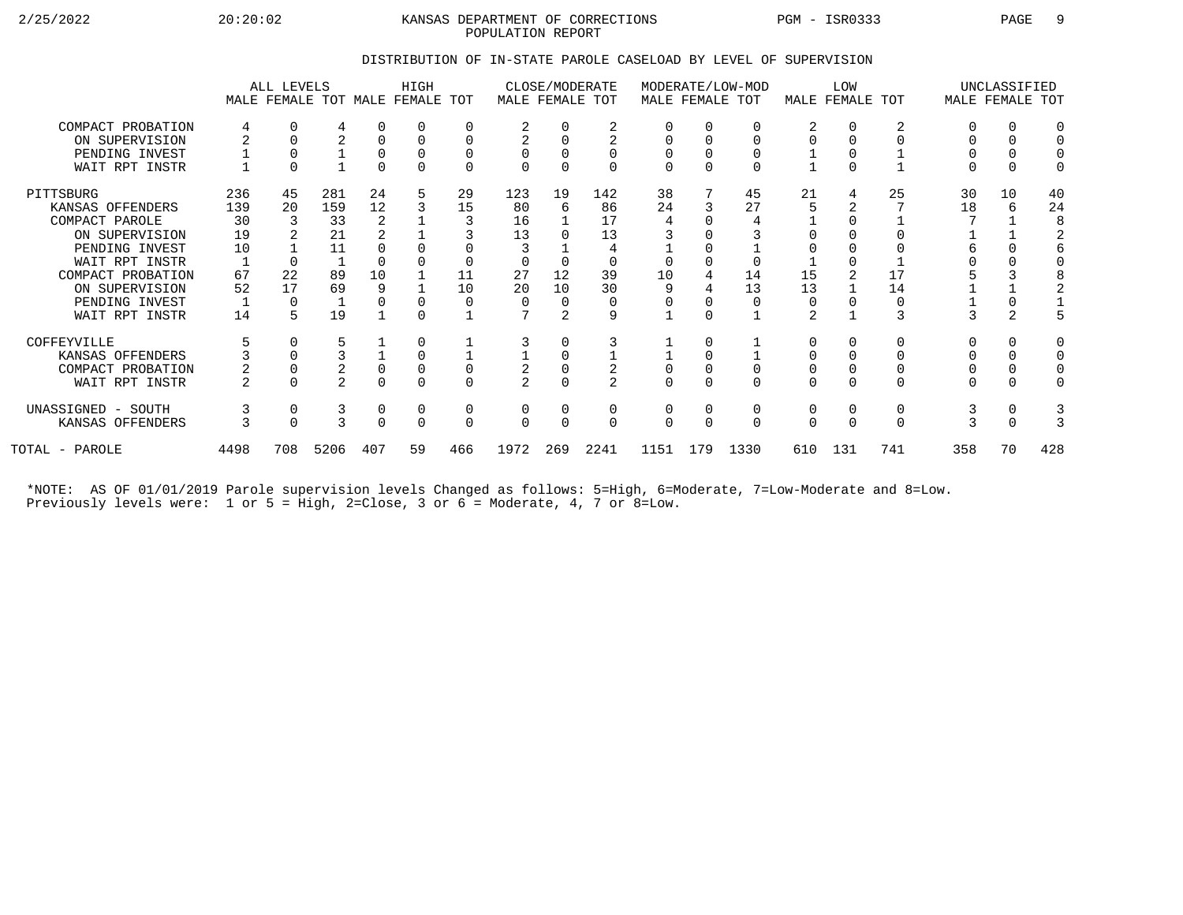KANSAS DEPARTMENT OF CORRECTIONS
POPULATION REPORT

## DISTRIBUTION OF IN-STATE PAROLE CASELOAD BY LEVEL OF SUPERVISION

| | ALL LEVELS | | | HIGH | | | CLOSE/MODERATE | | | MODERATE/LOW-MOD | | | LOW | | | UNCLASSIFIED | | |
|---|---|---|---|---|---|---|---|---|---|---|---|---|---|---|---|---|---|---|
| | MALE | FEMALE | TOT | MALE | FEMALE | TOT | MALE | FEMALE | TOT | MALE | FEMALE | TOT | MALE | FEMALE | TOT | MALE | FEMALE | TOT |
| COMPACT PROBATION | 4 | 0 | 4 | 0 | 0 | 0 | 2 | 0 | 2 | 0 | 0 | 0 | 2 | 0 | 2 | 0 | 0 | 0 |
| ON SUPERVISION | 2 | 0 | 2 | 0 | 0 | 0 | 2 | 0 | 2 | 0 | 0 | 0 | 0 | 0 | 0 | 0 | 0 | 0 |
| PENDING INVEST | 1 | 0 | 1 | 0 | 0 | 0 | 0 | 0 | 0 | 0 | 0 | 0 | 1 | 0 | 1 | 0 | 0 | 0 |
| WAIT RPT INSTR | 1 | 0 | 1 | 0 | 0 | 0 | 0 | 0 | 0 | 0 | 0 | 0 | 1 | 0 | 1 | 0 | 0 | 0 |
| PITTSBURG | 236 | 45 | 281 | 24 | 5 | 29 | 123 | 19 | 142 | 38 | 7 | 45 | 21 | 4 | 25 | 30 | 10 | 40 |
| KANSAS OFFENDERS | 139 | 20 | 159 | 12 | 3 | 15 | 80 | 6 | 86 | 24 | 3 | 27 | 5 | 2 | 7 | 18 | 6 | 24 |
| COMPACT PAROLE | 30 | 3 | 33 | 2 | 1 | 3 | 16 | 1 | 17 | 4 | 0 | 4 | 1 | 0 | 1 | 7 | 1 | 8 |
| ON SUPERVISION | 19 | 2 | 21 | 2 | 1 | 3 | 13 | 0 | 13 | 3 | 0 | 3 | 0 | 0 | 0 | 1 | 1 | 2 |
| PENDING INVEST | 10 | 1 | 11 | 0 | 0 | 0 | 3 | 1 | 4 | 1 | 0 | 1 | 0 | 0 | 0 | 6 | 0 | 6 |
| WAIT RPT INSTR | 1 | 0 | 1 | 0 | 0 | 0 | 0 | 0 | 0 | 0 | 0 | 0 | 1 | 0 | 1 | 0 | 0 | 0 |
| COMPACT PROBATION | 67 | 22 | 89 | 10 | 1 | 11 | 27 | 12 | 39 | 10 | 4 | 14 | 15 | 2 | 17 | 5 | 3 | 8 |
| ON SUPERVISION | 52 | 17 | 69 | 9 | 1 | 10 | 20 | 10 | 30 | 9 | 4 | 13 | 13 | 1 | 14 | 1 | 1 | 2 |
| PENDING INVEST | 1 | 0 | 1 | 0 | 0 | 0 | 0 | 0 | 0 | 0 | 0 | 0 | 0 | 0 | 0 | 1 | 0 | 1 |
| WAIT RPT INSTR | 14 | 5 | 19 | 1 | 0 | 1 | 7 | 2 | 9 | 1 | 0 | 1 | 2 | 1 | 3 | 3 | 2 | 5 |
| COFFEYVILLE | 5 | 0 | 5 | 1 | 0 | 1 | 3 | 0 | 3 | 1 | 0 | 1 | 0 | 0 | 0 | 0 | 0 | 0 |
| KANSAS OFFENDERS | 3 | 0 | 3 | 1 | 0 | 1 | 1 | 0 | 1 | 1 | 0 | 1 | 0 | 0 | 0 | 0 | 0 | 0 |
| COMPACT PROBATION | 2 | 0 | 2 | 0 | 0 | 0 | 2 | 0 | 2 | 0 | 0 | 0 | 0 | 0 | 0 | 0 | 0 | 0 |
| WAIT RPT INSTR | 2 | 0 | 2 | 0 | 0 | 0 | 2 | 0 | 2 | 0 | 0 | 0 | 0 | 0 | 0 | 0 | 0 | 0 |
| UNASSIGNED - SOUTH | 3 | 0 | 3 | 0 | 0 | 0 | 0 | 0 | 0 | 0 | 0 | 0 | 0 | 0 | 0 | 3 | 0 | 3 |
| KANSAS OFFENDERS | 3 | 0 | 3 | 0 | 0 | 0 | 0 | 0 | 0 | 0 | 0 | 0 | 0 | 0 | 0 | 3 | 0 | 3 |
| TOTAL - PAROLE | 4498 | 708 | 5206 | 407 | 59 | 466 | 1972 | 269 | 2241 | 1151 | 179 | 1330 | 610 | 131 | 741 | 358 | 70 | 428 |

*NOTE: AS OF 01/01/2019 Parole supervision levels Changed as follows: 5=High, 6=Moderate, 7=Low-Moderate and 8=Low.
Previously levels were: 1 or 5 = High, 2=Close, 3 or 6 = Moderate, 4, 7 or 8=Low.